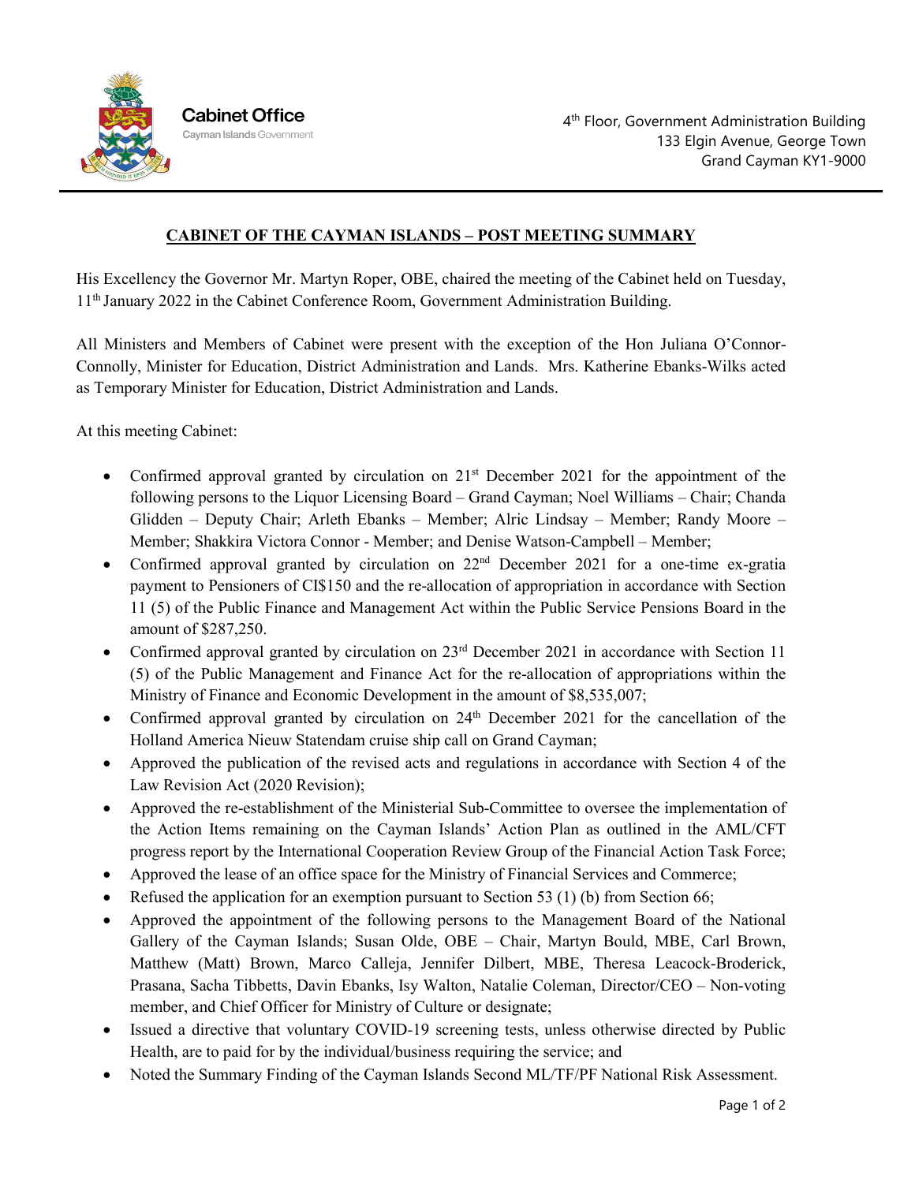Cabinet Office
Cayman Islands Government

4th Floor, Government Administration Building
133 Elgin Avenue, George Town
Grand Cayman KY1-9000

# CABINET OF THE CAYMAN ISLANDS – POST MEETING SUMMARY

His Excellency the Governor Mr. Martyn Roper, OBE, chaired the meeting of the Cabinet held on Tuesday, 11th January 2022 in the Cabinet Conference Room, Government Administration Building.

All Ministers and Members of Cabinet were present with the exception of the Hon Juliana O'Connor-Connolly, Minister for Education, District Administration and Lands. Mrs. Katherine Ebanks-Wilks acted as Temporary Minister for Education, District Administration and Lands.

At this meeting Cabinet:

- Confirmed approval granted by circulation on 21st December 2021 for the appointment of the following persons to the Liquor Licensing Board – Grand Cayman; Noel Williams – Chair; Chanda Glidden – Deputy Chair; Arleth Ebanks – Member; Alric Lindsay – Member; Randy Moore – Member; Shakkira Victora Connor - Member; and Denise Watson-Campbell – Member;
- Confirmed approval granted by circulation on 22nd December 2021 for a one-time ex-gratia payment to Pensioners of CI$150 and the re-allocation of appropriation in accordance with Section 11 (5) of the Public Finance and Management Act within the Public Service Pensions Board in the amount of $287,250.
- Confirmed approval granted by circulation on 23rd December 2021 in accordance with Section 11 (5) of the Public Management and Finance Act for the re-allocation of appropriations within the Ministry of Finance and Economic Development in the amount of $8,535,007;
- Confirmed approval granted by circulation on 24th December 2021 for the cancellation of the Holland America Nieuw Statendam cruise ship call on Grand Cayman;
- Approved the publication of the revised acts and regulations in accordance with Section 4 of the Law Revision Act (2020 Revision);
- Approved the re-establishment of the Ministerial Sub-Committee to oversee the implementation of the Action Items remaining on the Cayman Islands' Action Plan as outlined in the AML/CFT progress report by the International Cooperation Review Group of the Financial Action Task Force;
- Approved the lease of an office space for the Ministry of Financial Services and Commerce;
- Refused the application for an exemption pursuant to Section 53 (1) (b) from Section 66;
- Approved the appointment of the following persons to the Management Board of the National Gallery of the Cayman Islands; Susan Olde, OBE – Chair, Martyn Bould, MBE, Carl Brown, Matthew (Matt) Brown, Marco Calleja, Jennifer Dilbert, MBE, Theresa Leacock-Broderick, Prasana, Sacha Tibbetts, Davin Ebanks, Isy Walton, Natalie Coleman, Director/CEO – Non-voting member, and Chief Officer for Ministry of Culture or designate;
- Issued a directive that voluntary COVID-19 screening tests, unless otherwise directed by Public Health, are to paid for by the individual/business requiring the service; and
- Noted the Summary Finding of the Cayman Islands Second ML/TF/PF National Risk Assessment.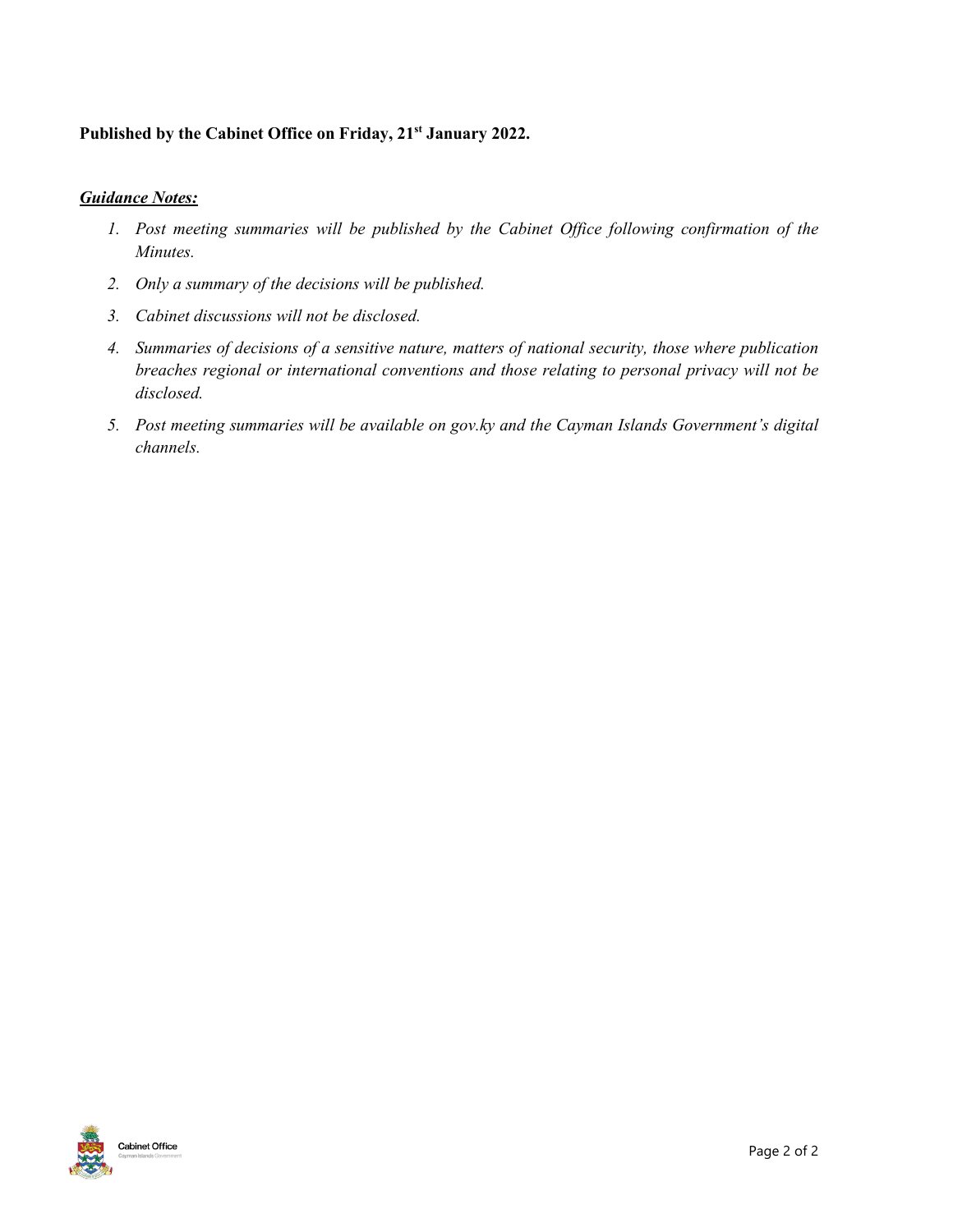**Published by the Cabinet Office on Friday, 21st January 2022.**

***Guidance Notes:***

1. *Post meeting summaries will be published by the Cabinet Office following confirmation of the Minutes.*
2. *Only a summary of the decisions will be published.*
3. *Cabinet discussions will not be disclosed.*
4. *Summaries of decisions of a sensitive nature, matters of national security, those where publication breaches regional or international conventions and those relating to personal privacy will not be disclosed.*
5. *Post meeting summaries will be available on gov.ky and the Cayman Islands Government's digital channels.*